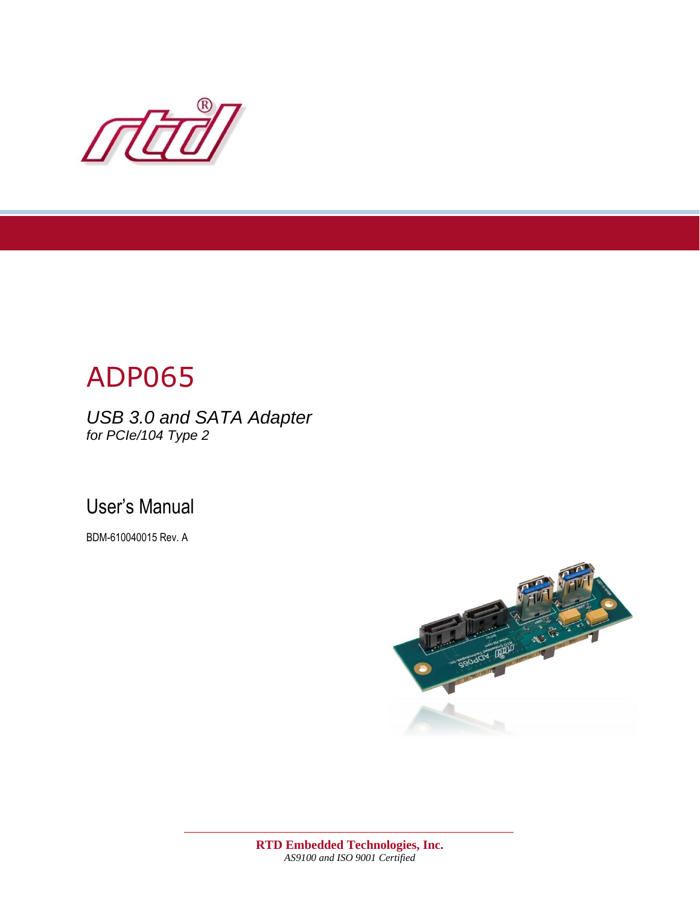# ADP065

*USB 3.0 and SATA Adapter*
*for PCIe/104 Type 2*

## User's Manual

BDM-610040015 Rev. A

**RTD Embedded Technologies, Inc.**
*AS9100 and ISO 9001 Certified*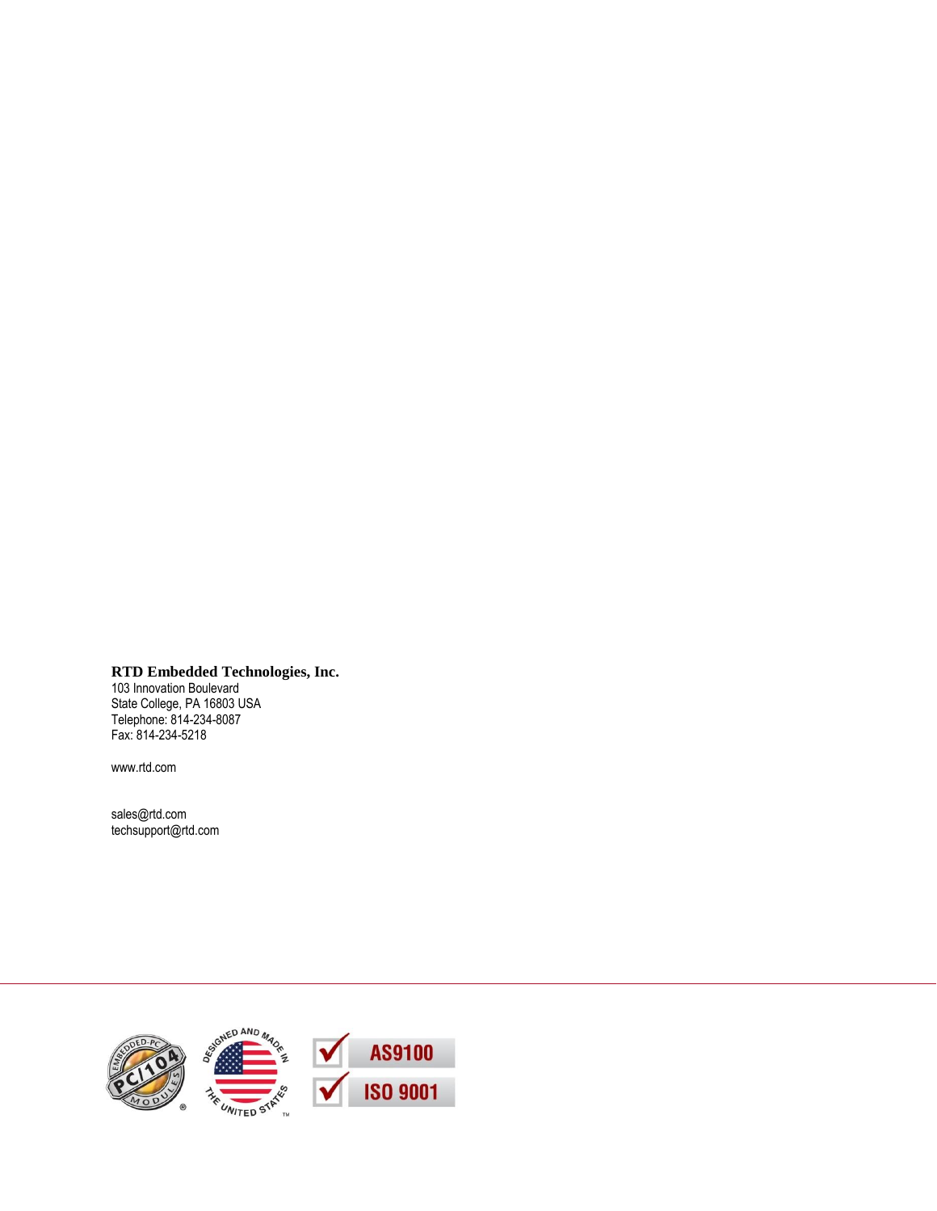**RTD Embedded Technologies, Inc.**
103 Innovation Boulevard
State College, PA 16803 USA
Telephone: 814-234-8087
Fax: 814-234-5218

www.rtd.com

sales@rtd.com
techsupport@rtd.com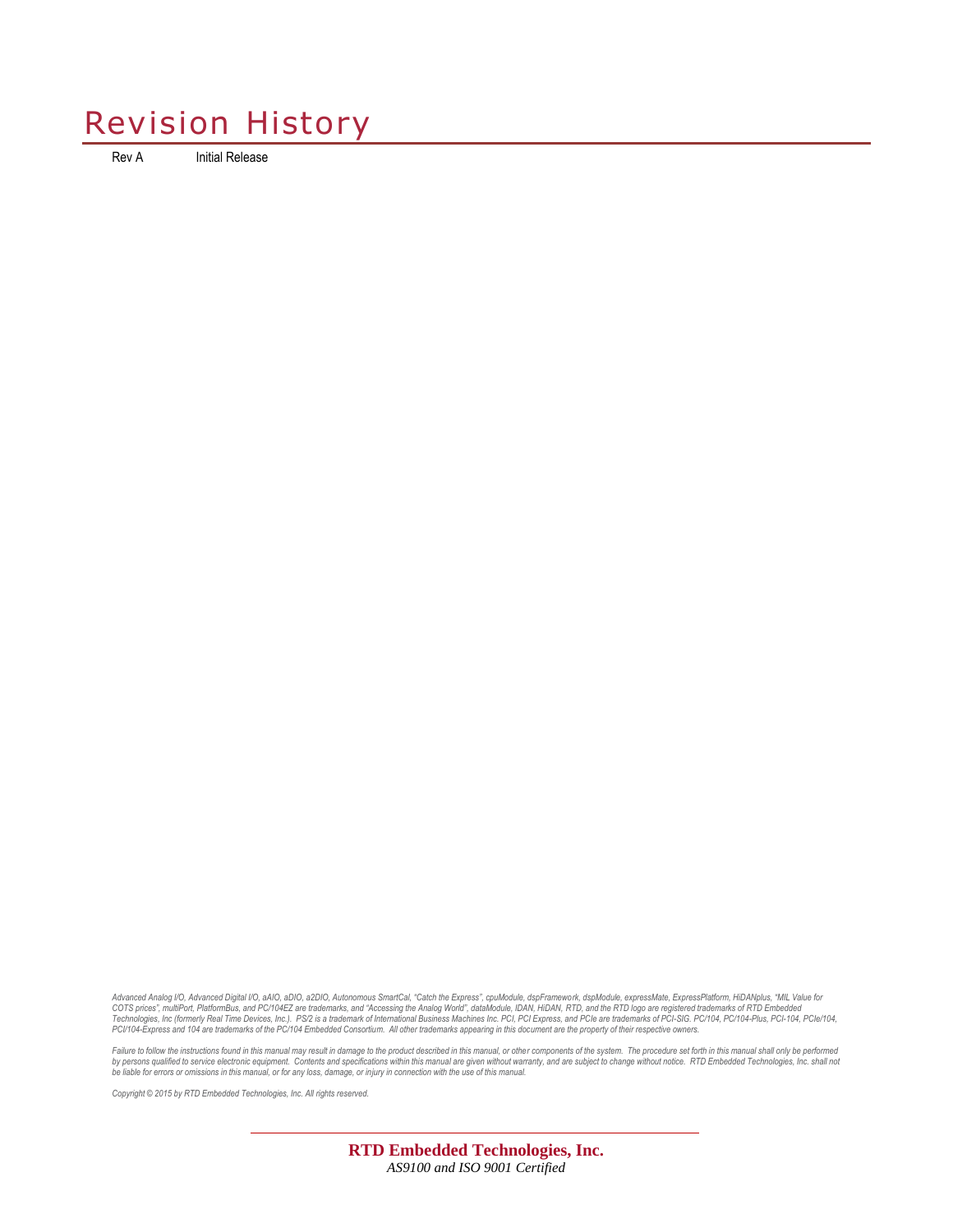# Revision History

| | |
|---|---|
| Rev A | Initial Release |

*Advanced Analog I/O, Advanced Digital I/O, aAIO, aDIO, a2DIO, Autonomous SmartCal, "Catch the Express", cpuModule, dspFramework, dspModule, expressMate, ExpressPlatform, HiDANplus, "MIL Value for COTS prices", multiPort, PlatformBus, and PC/104EZ are trademarks, and "Accessing the Analog World", dataModule, IDAN, HiDAN, RTD, and the RTD logo are registered trademarks of RTD Embedded Technologies, Inc (formerly Real Time Devices, Inc.). PS/2 is a trademark of International Business Machines Inc. PCI, PCI Express, and PCIe are trademarks of PCI-SIG. PC/104, PC/104-Plus, PCI-104, PCIe/104, PCI/104-Express and 104 are trademarks of the PC/104 Embedded Consortium. All other trademarks appearing in this document are the property of their respective owners.*

*Failure to follow the instructions found in this manual may result in damage to the product described in this manual, or other components of the system. The procedure set forth in this manual shall only be performed by persons qualified to service electronic equipment. Contents and specifications within this manual are given without warranty, and are subject to change without notice. RTD Embedded Technologies, Inc. shall not be liable for errors or omissions in this manual, or for any loss, damage, or injury in connection with the use of this manual.*

*Copyright © 2015 by RTD Embedded Technologies, Inc. All rights reserved.*

**RTD Embedded Technologies, Inc.**
*AS9100 and ISO 9001 Certified*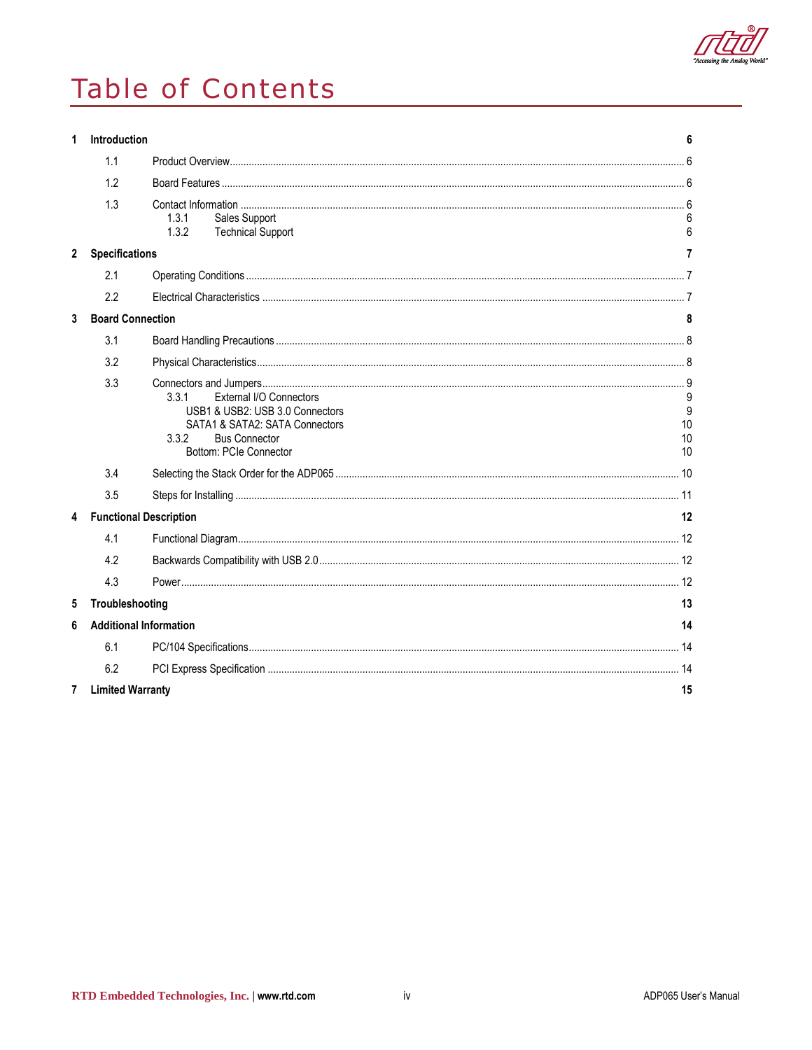# Table of Contents

**1 Introduction** 6

- 1.1 Product Overview 6
- 1.2 Board Features 6
- 1.3 Contact Information 6
  - 1.3.1 Sales Support 6
  - 1.3.2 Technical Support 6

**2 Specifications** 7

- 2.1 Operating Conditions 7
- 2.2 Electrical Characteristics 7

**3 Board Connection** 8

- 3.1 Board Handling Precautions 8
- 3.2 Physical Characteristics 8
- 3.3 Connectors and Jumpers 9
  - 3.3.1 External I/O Connectors 9
    - USB1 & USB2: USB 3.0 Connectors 9
    - SATA1 & SATA2: SATA Connectors 10
  - 3.3.2 Bus Connector 10
    - Bottom: PCIe Connector 10
- 3.4 Selecting the Stack Order for the ADP065 10
- 3.5 Steps for Installing 11

**4 Functional Description** 12

- 4.1 Functional Diagram 12
- 4.2 Backwards Compatibility with USB 2.0 12
- 4.3 Power 12

**5 Troubleshooting** 13

**6 Additional Information** 14

- 6.1 PC/104 Specifications 14
- 6.2 PCI Express Specification 14

**7 Limited Warranty** 15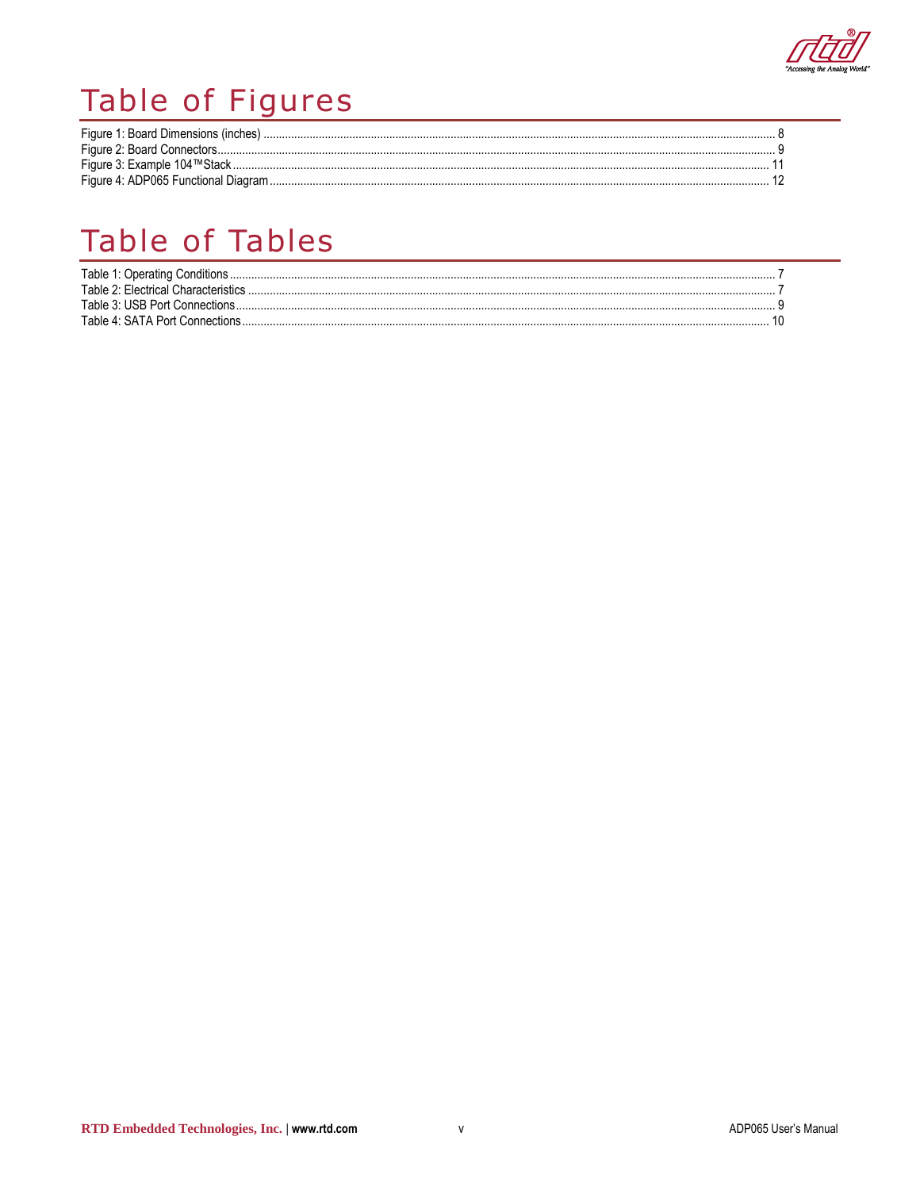# Table of Figures

Figure 1: Board Dimensions (inches) ..................................................................................................... 8
Figure 2: Board Connectors................................................................................................................. 9
Figure 3: Example 104™Stack ............................................................................................................ 11
Figure 4: ADP065 Functional Diagram ............................................................................................... 12

# Table of Tables

Table 1: Operating Conditions............................................................................................................... 7
Table 2: Electrical Characteristics ........................................................................................................ 7
Table 3: USB Port Connections............................................................................................................. 9
Table 4: SATA Port Connections......................................................................................................... 10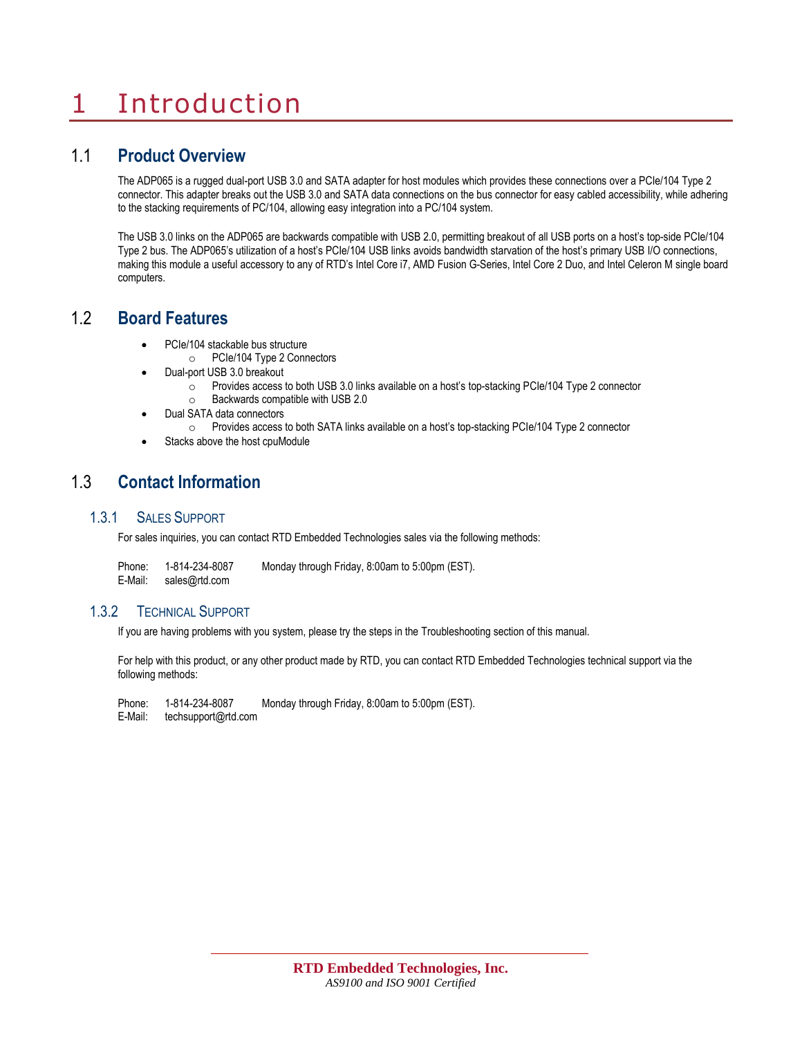# 1 Introduction

## 1.1 Product Overview

The ADP065 is a rugged dual-port USB 3.0 and SATA adapter for host modules which provides these connections over a PCIe/104 Type 2 connector. This adapter breaks out the USB 3.0 and SATA data connections on the bus connector for easy cabled accessibility, while adhering to the stacking requirements of PC/104, allowing easy integration into a PC/104 system.

The USB 3.0 links on the ADP065 are backwards compatible with USB 2.0, permitting breakout of all USB ports on a host's top-side PCIe/104 Type 2 bus. The ADP065's utilization of a host's PCIe/104 USB links avoids bandwidth starvation of the host's primary USB I/O connections, making this module a useful accessory to any of RTD's Intel Core i7, AMD Fusion G-Series, Intel Core 2 Duo, and Intel Celeron M single board computers.

## 1.2 Board Features

- PCIe/104 stackable bus structure
  - PCIe/104 Type 2 Connectors
- Dual-port USB 3.0 breakout
  - Provides access to both USB 3.0 links available on a host's top-stacking PCIe/104 Type 2 connector
  - Backwards compatible with USB 2.0
- Dual SATA data connectors
  - Provides access to both SATA links available on a host's top-stacking PCIe/104 Type 2 connector
- Stacks above the host cpuModule

## 1.3 Contact Information

### 1.3.1 Sales Support

For sales inquiries, you can contact RTD Embedded Technologies sales via the following methods:

Phone: 1-814-234-8087 Monday through Friday, 8:00am to 5:00pm (EST).
E-Mail: sales@rtd.com

### 1.3.2 Technical Support

If you are having problems with you system, please try the steps in the Troubleshooting section of this manual.

For help with this product, or any other product made by RTD, you can contact RTD Embedded Technologies technical support via the following methods:

Phone: 1-814-234-8087 Monday through Friday, 8:00am to 5:00pm (EST).
E-Mail: techsupport@rtd.com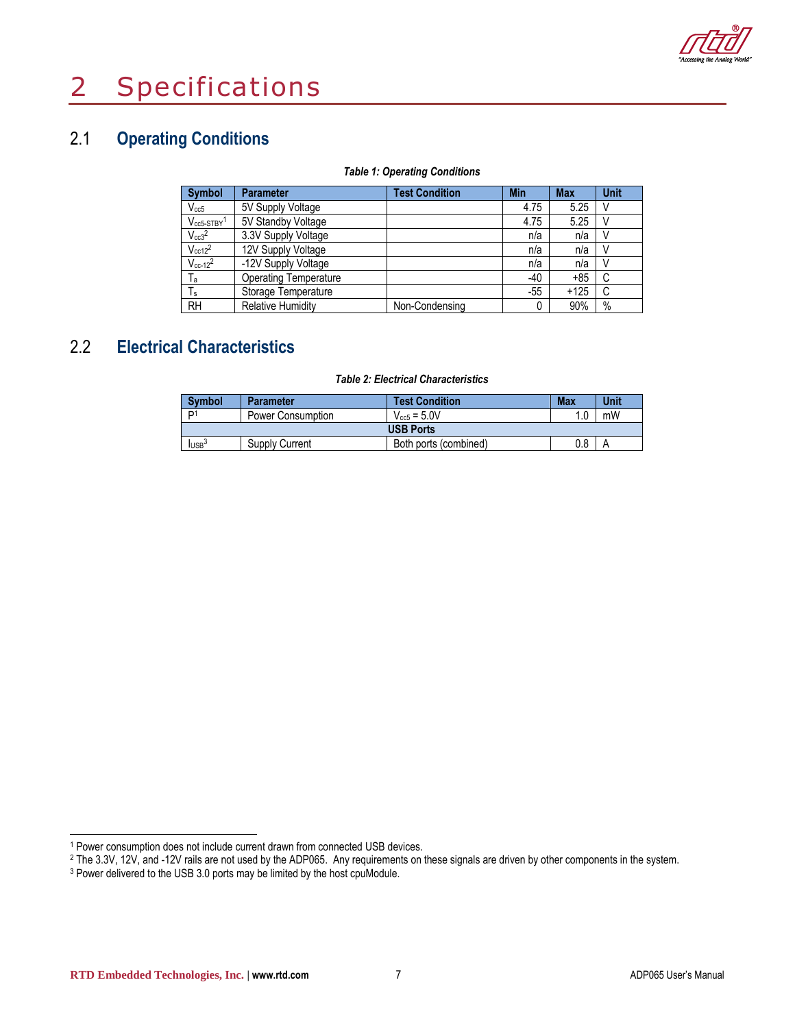# 2 Specifications

## 2.1 Operating Conditions

***Table 1: Operating Conditions***

| Symbol | Parameter | Test Condition | Min | Max | Unit |
|---|---|---|---|---|---|
| $V_{cc5}$ | 5V Supply Voltage | | 4.75 | 5.25 | V |
| $V_{cc5-STBY}$[1] | 5V Standby Voltage | | 4.75 | 5.25 | V |
| $V_{cc3}$[2] | 3.3V Supply Voltage | | n/a | n/a | V |
| $V_{cc12}$[2] | 12V Supply Voltage | | n/a | n/a | V |
| $V_{cc-12}$[2] | -12V Supply Voltage | | n/a | n/a | V |
| $T_a$ | Operating Temperature | | -40 | +85 | C |
| $T_s$ | Storage Temperature | | -55 | +125 | C |
| RH | Relative Humidity | Non-Condensing | 0 | 90% | % |

## 2.2 Electrical Characteristics

***Table 2: Electrical Characteristics***

| Symbol | Parameter | Test Condition | Max | Unit |
|---|---|---|---|---|
| P[1] | Power Consumption | $V_{cc5}$ = 5.0V | 1.0 | mW |
| **USB Ports** | | | | |
| $I_{USB}$[3] | Supply Current | Both ports (combined) | 0.8 | A |

---

[1] Power consumption does not include current drawn from connected USB devices.

[2] The 3.3V, 12V, and -12V rails are not used by the ADP065. Any requirements on these signals are driven by other components in the system.

[3] Power delivered to the USB 3.0 ports may be limited by the host cpuModule.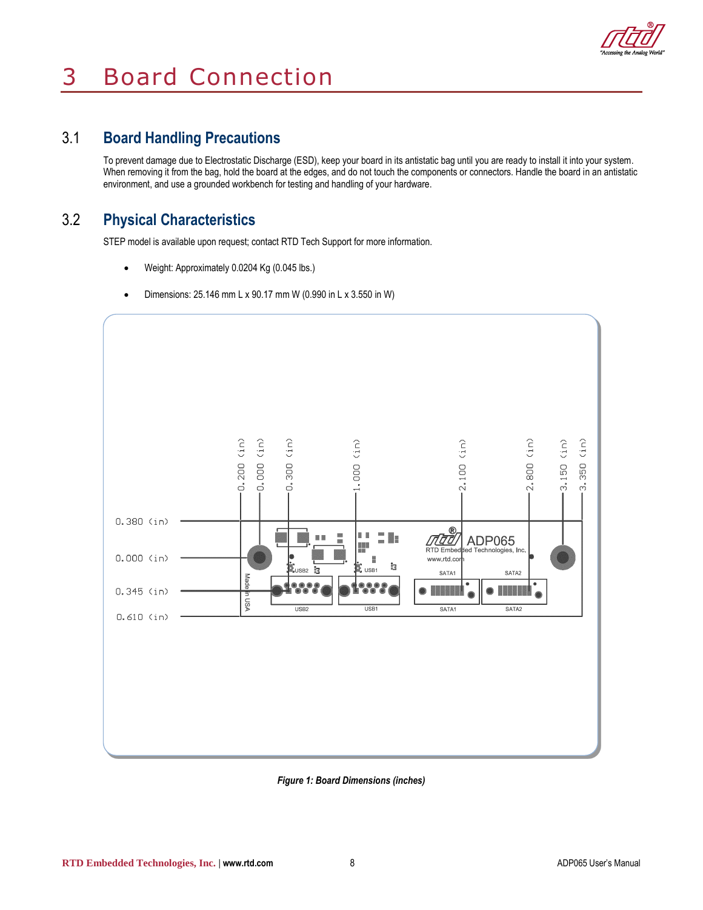# 3 Board Connection

## 3.1 Board Handling Precautions

To prevent damage due to Electrostatic Discharge (ESD), keep your board in its antistatic bag until you are ready to install it into your system. When removing it from the bag, hold the board at the edges, and do not touch the components or connectors. Handle the board in an antistatic environment, and use a grounded workbench for testing and handling of your hardware.

## 3.2 Physical Characteristics

STEP model is available upon request; contact RTD Tech Support for more information.

- Weight: Approximately 0.0204 Kg (0.045 lbs.)
- Dimensions: 25.146 mm L x 90.17 mm W (0.990 in L x 3.550 in W)

*Figure 1: Board Dimensions (inches)*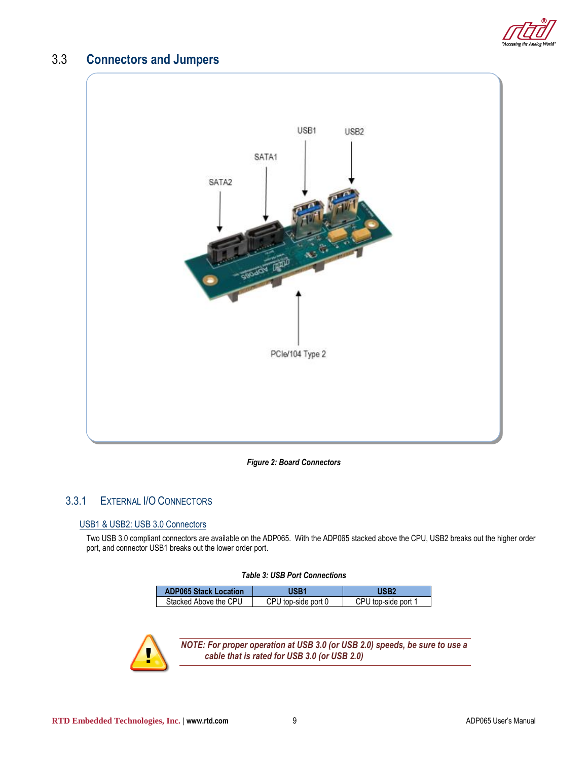## 3.3 Connectors and Jumpers

*Figure 2: Board Connectors*

### 3.3.1 External I/O Connectors

USB1 & USB2: USB 3.0 Connectors

Two USB 3.0 compliant connectors are available on the ADP065. With the ADP065 stacked above the CPU, USB2 breaks out the higher order port, and connector USB1 breaks out the lower order port.

*Table 3: USB Port Connections*

| ADP065 Stack Location | USB1 | USB2 |
|---|---|---|
| Stacked Above the CPU | CPU top-side port 0 | CPU top-side port 1 |

*NOTE: For proper operation at USB 3.0 (or USB 2.0) speeds, be sure to use a cable that is rated for USB 3.0 (or USB 2.0)*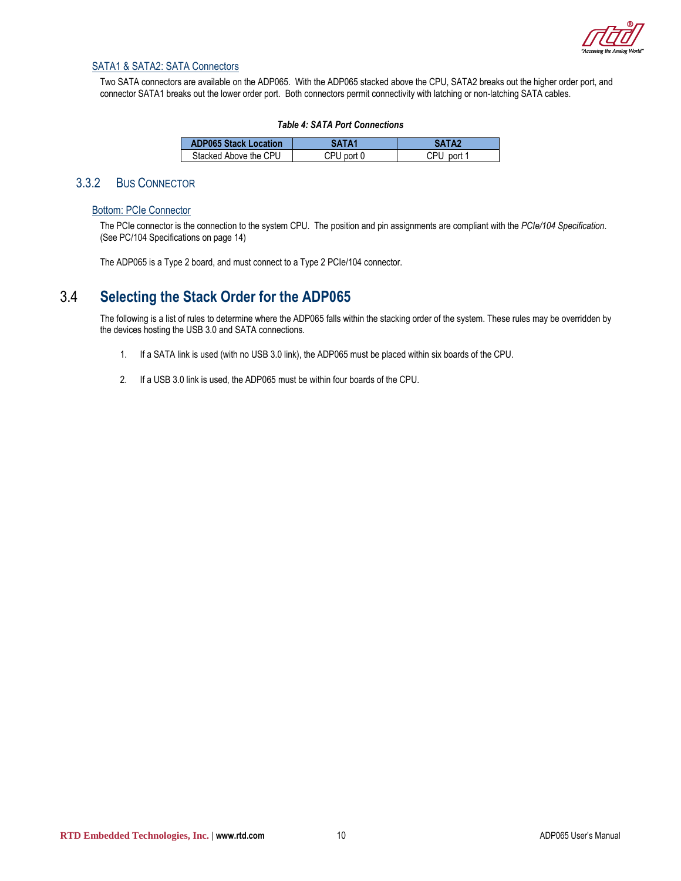#### SATA1 & SATA2: SATA Connectors

Two SATA connectors are available on the ADP065. With the ADP065 stacked above the CPU, SATA2 breaks out the higher order port, and connector SATA1 breaks out the lower order port. Both connectors permit connectivity with latching or non-latching SATA cables.

***Table 4: SATA Port Connections***

| ADP065 Stack Location | SATA1 | SATA2 |
| --- | --- | --- |
| Stacked Above the CPU | CPU port 0 | CPU port 1 |

### 3.3.2 Bus Connector

#### Bottom: PCIe Connector

The PCIe connector is the connection to the system CPU. The position and pin assignments are compliant with the *PCIe/104 Specification*. (See PC/104 Specifications on page 14)

The ADP065 is a Type 2 board, and must connect to a Type 2 PCIe/104 connector.

## 3.4 Selecting the Stack Order for the ADP065

The following is a list of rules to determine where the ADP065 falls within the stacking order of the system. These rules may be overridden by the devices hosting the USB 3.0 and SATA connections.

1. If a SATA link is used (with no USB 3.0 link), the ADP065 must be placed within six boards of the CPU.

2. If a USB 3.0 link is used, the ADP065 must be within four boards of the CPU.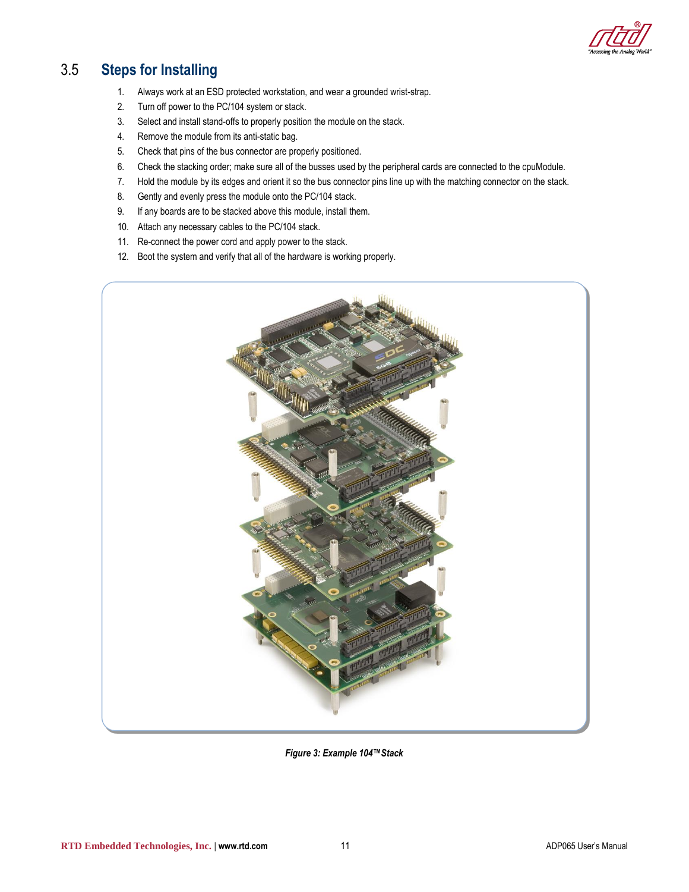## 3.5 Steps for Installing

1. Always work at an ESD protected workstation, and wear a grounded wrist-strap.
2. Turn off power to the PC/104 system or stack.
3. Select and install stand-offs to properly position the module on the stack.
4. Remove the module from its anti-static bag.
5. Check that pins of the bus connector are properly positioned.
6. Check the stacking order; make sure all of the busses used by the peripheral cards are connected to the cpuModule.
7. Hold the module by its edges and orient it so the bus connector pins line up with the matching connector on the stack.
8. Gently and evenly press the module onto the PC/104 stack.
9. If any boards are to be stacked above this module, install them.
10. Attach any necessary cables to the PC/104 stack.
11. Re-connect the power cord and apply power to the stack.
12. Boot the system and verify that all of the hardware is working properly.

*Figure 3: Example 104™Stack*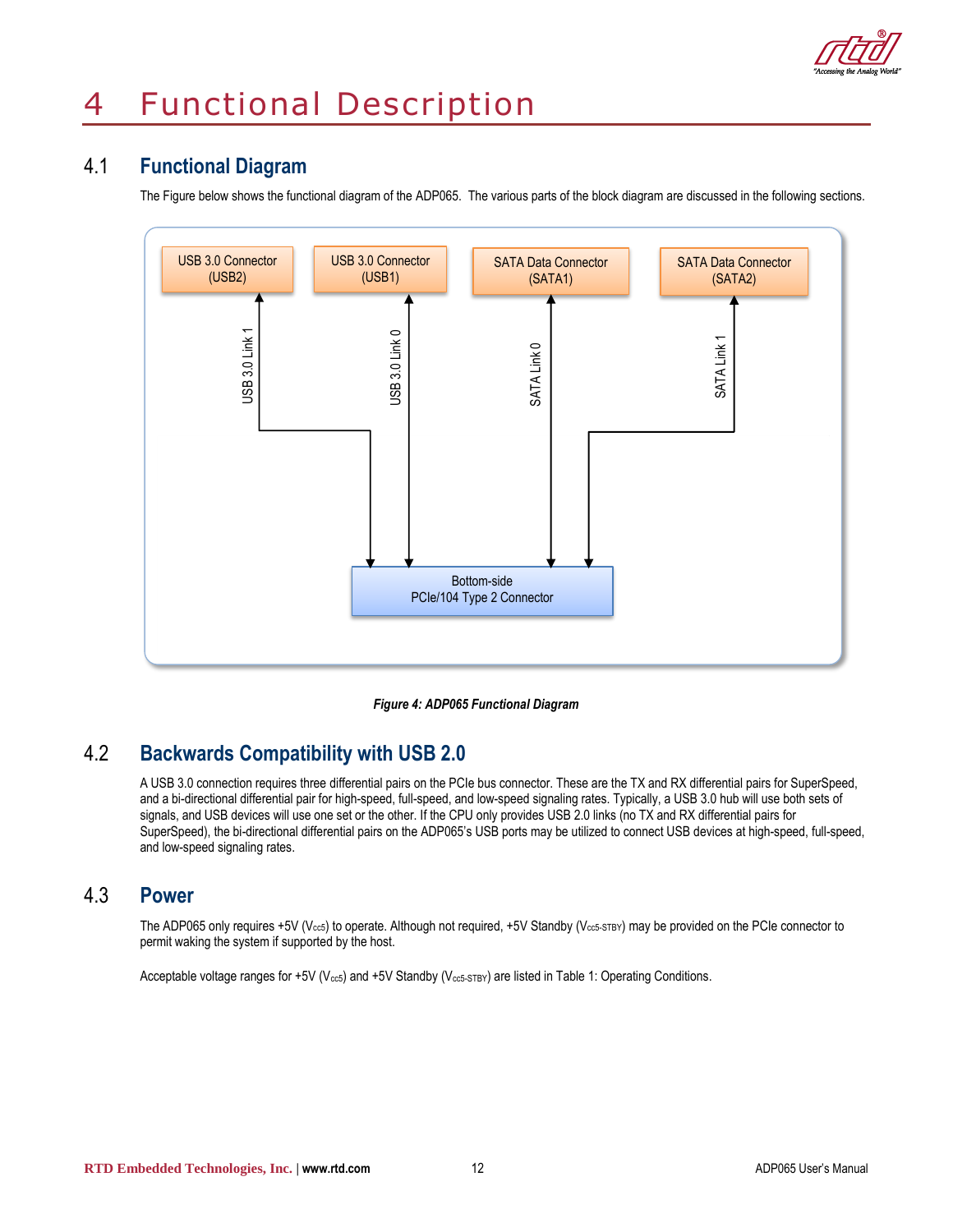# 4 Functional Description

## 4.1 Functional Diagram

The Figure below shows the functional diagram of the ADP065. The various parts of the block diagram are discussed in the following sections.

USB 3.0 Connector (USB2)

USB 3.0 Connector (USB1)

SATA Data Connector (SATA1)

SATA Data Connector (SATA2)

USB 3.0 Link 1

USB 3.0 Link 0

SATA Link 0

SATA Link 1

Bottom-side PCIe/104 Type 2 Connector

***Figure 4: ADP065 Functional Diagram***

## 4.2 Backwards Compatibility with USB 2.0

A USB 3.0 connection requires three differential pairs on the PCIe bus connector. These are the TX and RX differential pairs for SuperSpeed, and a bi-directional differential pair for high-speed, full-speed, and low-speed signaling rates. Typically, a USB 3.0 hub will use both sets of signals, and USB devices will use one set or the other. If the CPU only provides USB 2.0 links (no TX and RX differential pairs for SuperSpeed), the bi-directional differential pairs on the ADP065's USB ports may be utilized to connect USB devices at high-speed, full-speed, and low-speed signaling rates.

## 4.3 Power

The ADP065 only requires +5V ($V_{cc5}$) to operate. Although not required, +5V Standby ($V_{cc5\text{-}STBY}$) may be provided on the PCIe connector to permit waking the system if supported by the host.

Acceptable voltage ranges for +5V ($V_{cc5}$) and +5V Standby ($V_{cc5\text{-}STBY}$) are listed in Table 1: Operating Conditions.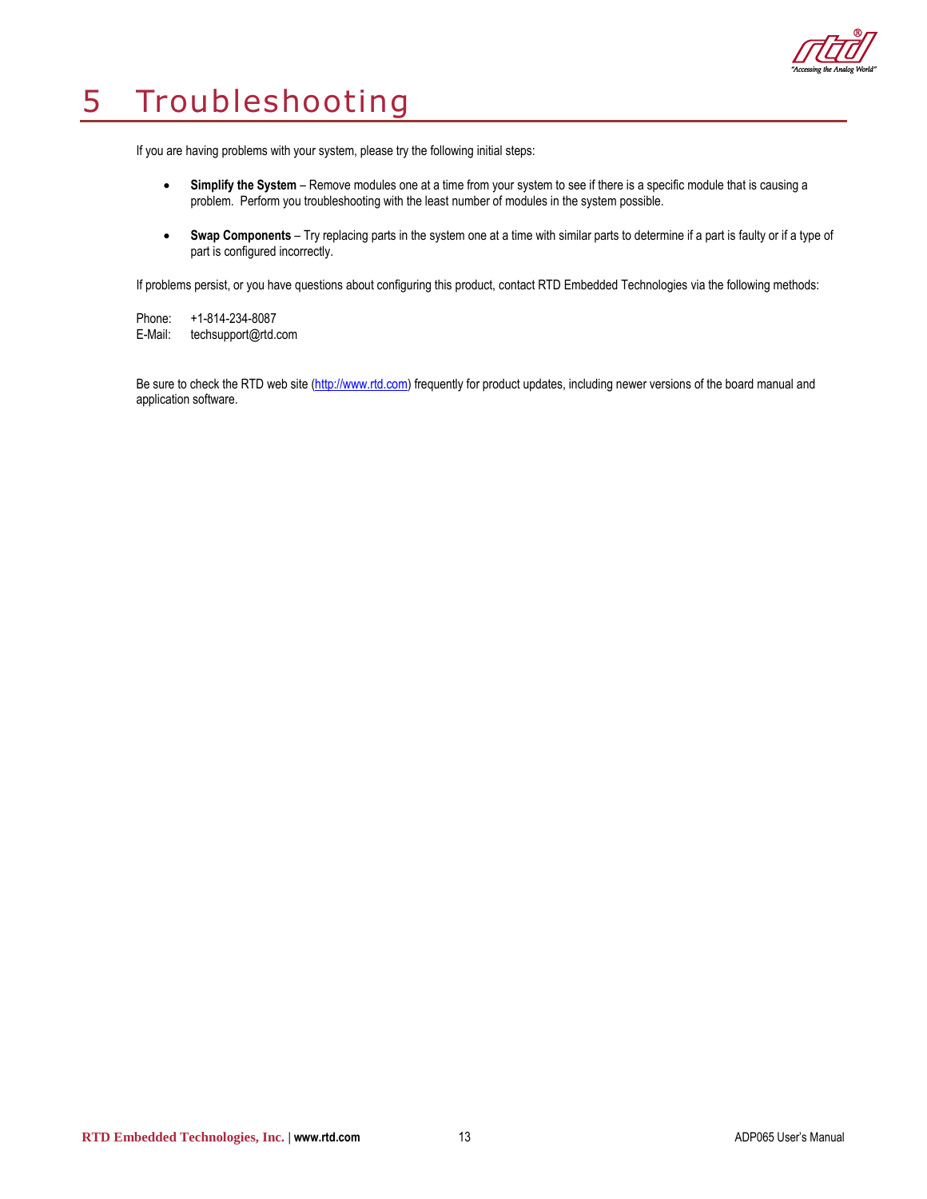# 5 Troubleshooting

If you are having problems with your system, please try the following initial steps:

- **Simplify the System** – Remove modules one at a time from your system to see if there is a specific module that is causing a problem. Perform you troubleshooting with the least number of modules in the system possible.

- **Swap Components** – Try replacing parts in the system one at a time with similar parts to determine if a part is faulty or if a type of part is configured incorrectly.

If problems persist, or you have questions about configuring this product, contact RTD Embedded Technologies via the following methods:

Phone: +1-814-234-8087
E-Mail: techsupport@rtd.com

Be sure to check the RTD web site (http://www.rtd.com) frequently for product updates, including newer versions of the board manual and application software.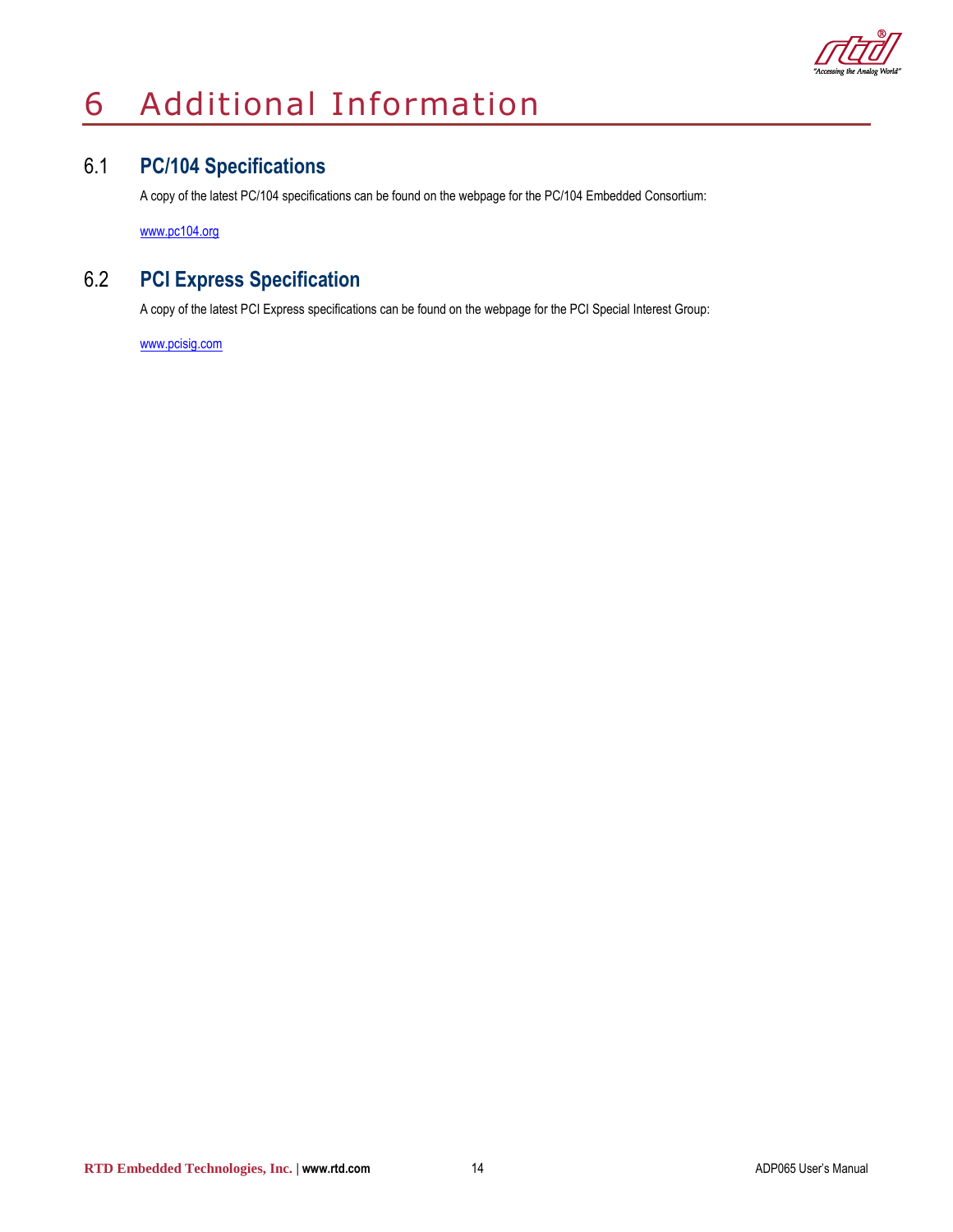# 6 Additional Information

## 6.1 PC/104 Specifications

A copy of the latest PC/104 specifications can be found on the webpage for the PC/104 Embedded Consortium:

www.pc104.org

## 6.2 PCI Express Specification

A copy of the latest PCI Express specifications can be found on the webpage for the PCI Special Interest Group:

www.pcisig.com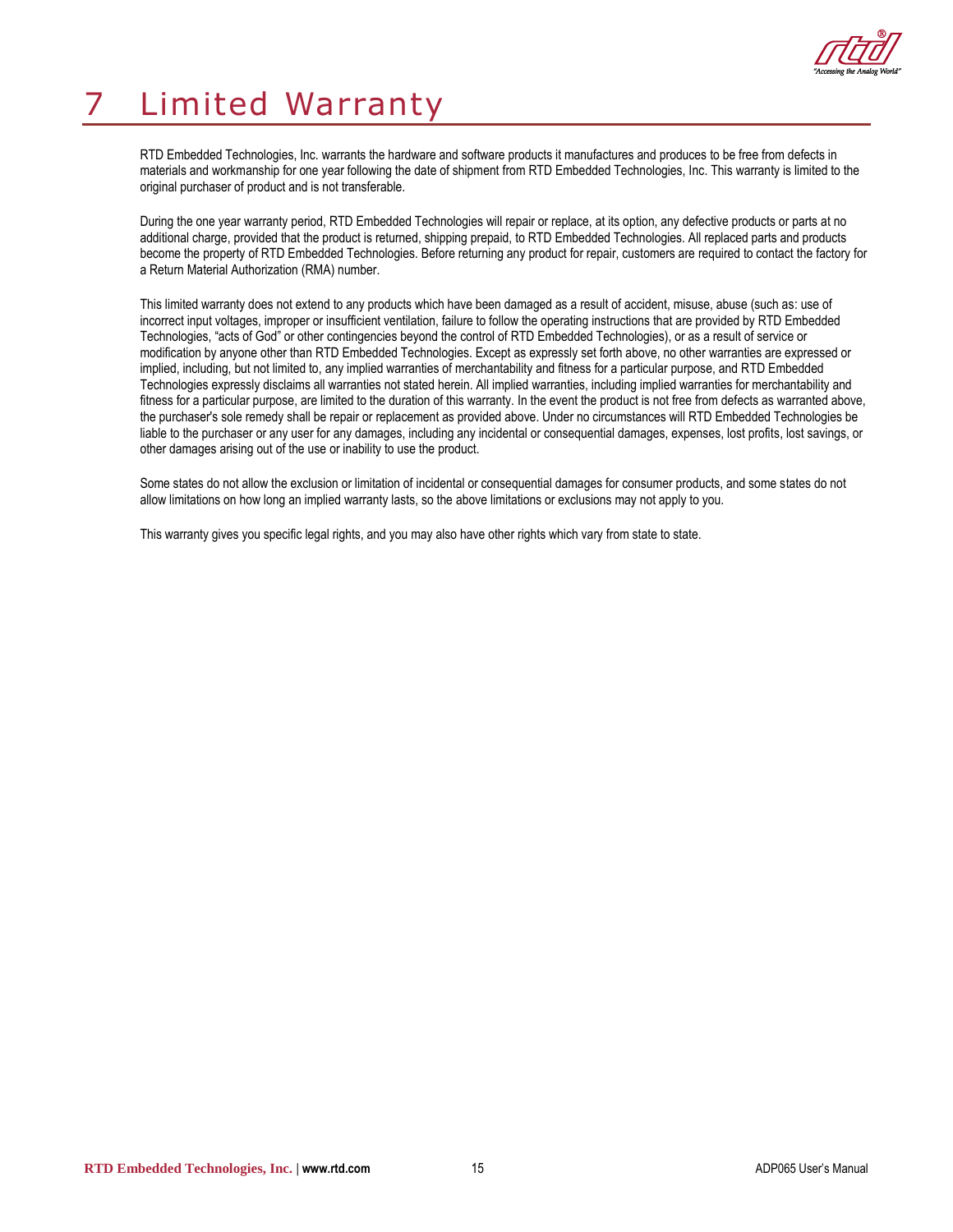# 7 Limited Warranty

RTD Embedded Technologies, Inc. warrants the hardware and software products it manufactures and produces to be free from defects in materials and workmanship for one year following the date of shipment from RTD Embedded Technologies, Inc. This warranty is limited to the original purchaser of product and is not transferable.

During the one year warranty period, RTD Embedded Technologies will repair or replace, at its option, any defective products or parts at no additional charge, provided that the product is returned, shipping prepaid, to RTD Embedded Technologies. All replaced parts and products become the property of RTD Embedded Technologies. Before returning any product for repair, customers are required to contact the factory for a Return Material Authorization (RMA) number.

This limited warranty does not extend to any products which have been damaged as a result of accident, misuse, abuse (such as: use of incorrect input voltages, improper or insufficient ventilation, failure to follow the operating instructions that are provided by RTD Embedded Technologies, "acts of God" or other contingencies beyond the control of RTD Embedded Technologies), or as a result of service or modification by anyone other than RTD Embedded Technologies. Except as expressly set forth above, no other warranties are expressed or implied, including, but not limited to, any implied warranties of merchantability and fitness for a particular purpose, and RTD Embedded Technologies expressly disclaims all warranties not stated herein. All implied warranties, including implied warranties for merchantability and fitness for a particular purpose, are limited to the duration of this warranty. In the event the product is not free from defects as warranted above, the purchaser's sole remedy shall be repair or replacement as provided above. Under no circumstances will RTD Embedded Technologies be liable to the purchaser or any user for any damages, including any incidental or consequential damages, expenses, lost profits, lost savings, or other damages arising out of the use or inability to use the product.

Some states do not allow the exclusion or limitation of incidental or consequential damages for consumer products, and some states do not allow limitations on how long an implied warranty lasts, so the above limitations or exclusions may not apply to you.

This warranty gives you specific legal rights, and you may also have other rights which vary from state to state.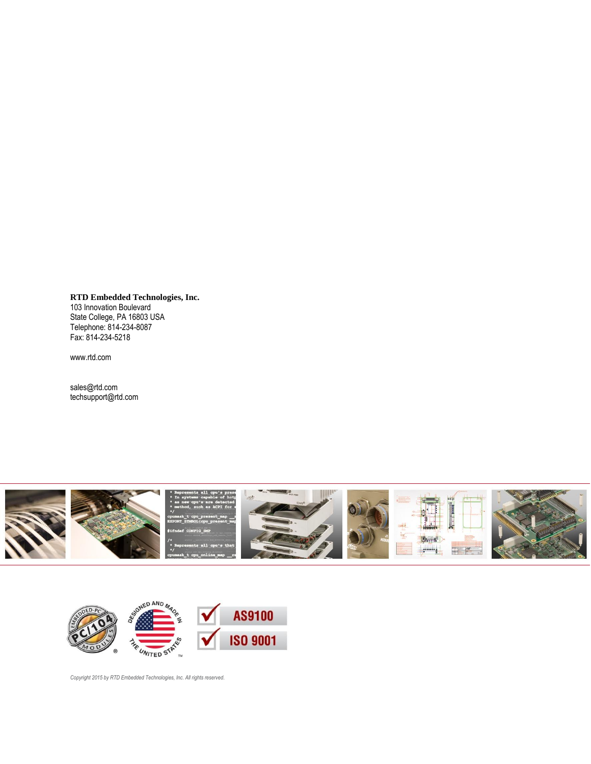**RTD Embedded Technologies, Inc.**
103 Innovation Boulevard
State College, PA 16803 USA
Telephone: 814-234-8087
Fax: 814-234-5218

www.rtd.com

sales@rtd.com
techsupport@rtd.com

*Copyright 2015 by RTD Embedded Technologies, Inc. All rights reserved.*